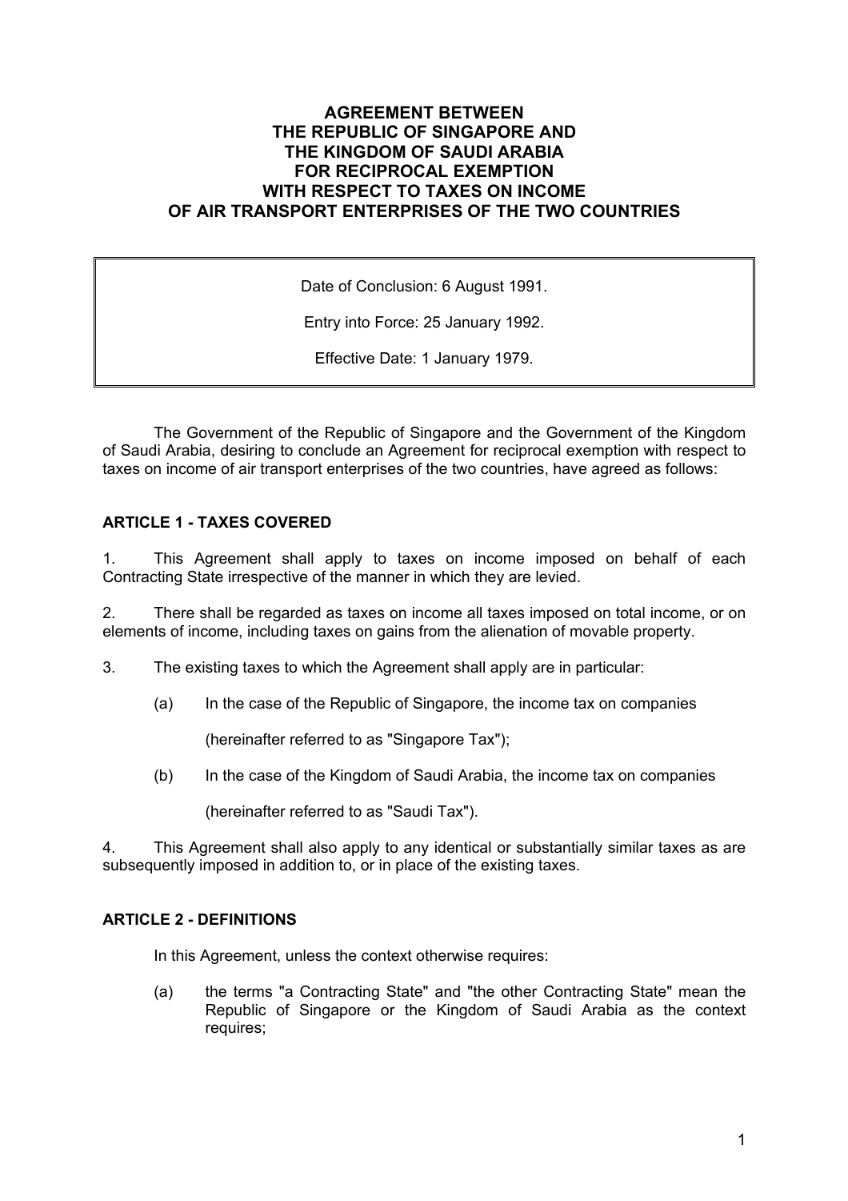# AGREEMENT BETWEEN THE REPUBLIC OF SINGAPORE AND THE KINGDOM OF SAUDI ARABIA FOR RECIPROCAL EXEMPTION WITH RESPECT TO TAXES ON INCOME OF AIR TRANSPORT ENTERPRISES OF THE TWO COUNTRIES

> Date of Conclusion: 6 August 1991.
>
> Entry into Force: 25 January 1992.
>
> Effective Date: 1 January 1979.

The Government of the Republic of Singapore and the Government of the Kingdom of Saudi Arabia, desiring to conclude an Agreement for reciprocal exemption with respect to taxes on income of air transport enterprises of the two countries, have agreed as follows:

## ARTICLE 1 - TAXES COVERED

1. This Agreement shall apply to taxes on income imposed on behalf of each Contracting State irrespective of the manner in which they are levied.

2. There shall be regarded as taxes on income all taxes imposed on total income, or on elements of income, including taxes on gains from the alienation of movable property.

3. The existing taxes to which the Agreement shall apply are in particular:

   (a) In the case of the Republic of Singapore, the income tax on companies

   (hereinafter referred to as "Singapore Tax");

   (b) In the case of the Kingdom of Saudi Arabia, the income tax on companies

   (hereinafter referred to as "Saudi Tax").

4. This Agreement shall also apply to any identical or substantially similar taxes as are subsequently imposed in addition to, or in place of the existing taxes.

## ARTICLE 2 - DEFINITIONS

In this Agreement, unless the context otherwise requires:

(a) the terms "a Contracting State" and "the other Contracting State" mean the Republic of Singapore or the Kingdom of Saudi Arabia as the context requires;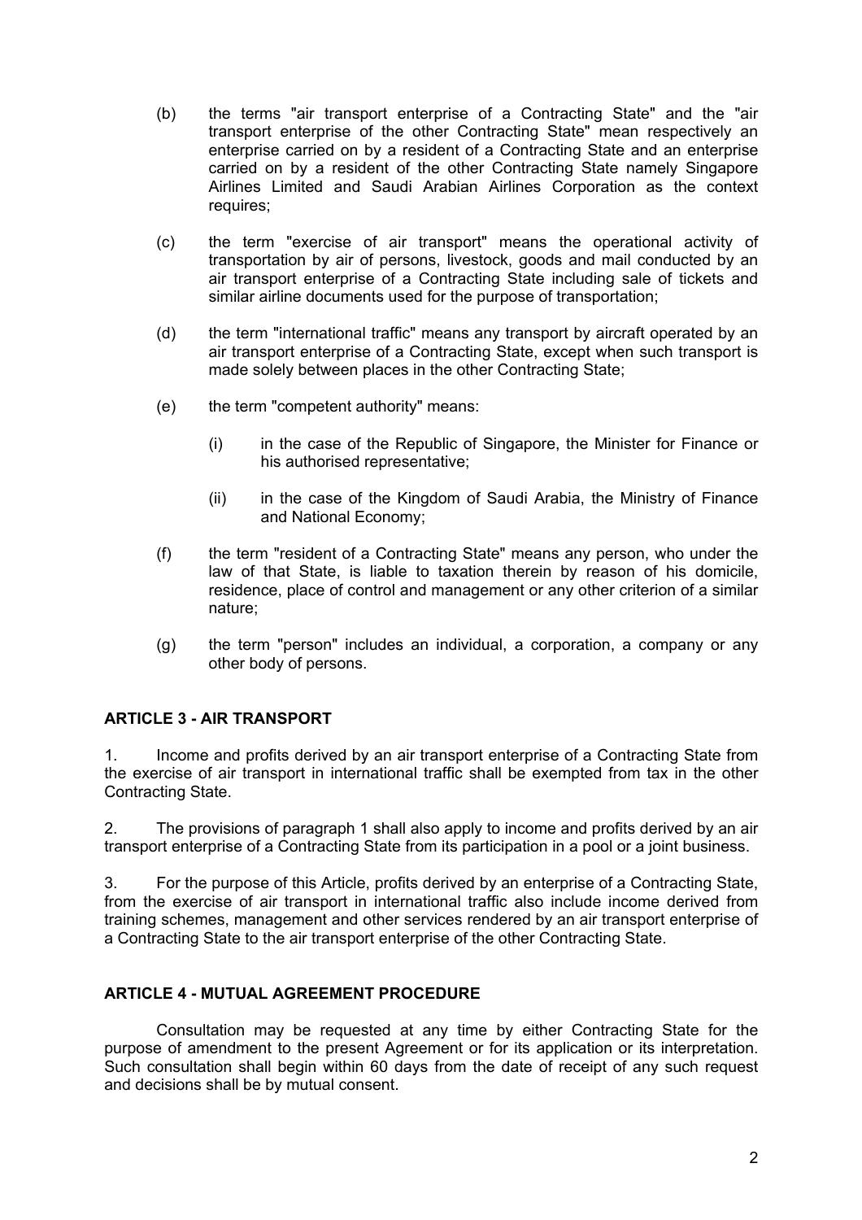(b) the terms "air transport enterprise of a Contracting State" and the "air transport enterprise of the other Contracting State" mean respectively an enterprise carried on by a resident of a Contracting State and an enterprise carried on by a resident of the other Contracting State namely Singapore Airlines Limited and Saudi Arabian Airlines Corporation as the context requires;

(c) the term "exercise of air transport" means the operational activity of transportation by air of persons, livestock, goods and mail conducted by an air transport enterprise of a Contracting State including sale of tickets and similar airline documents used for the purpose of transportation;

(d) the term "international traffic" means any transport by aircraft operated by an air transport enterprise of a Contracting State, except when such transport is made solely between places in the other Contracting State;

(e) the term "competent authority" means:

  (i) in the case of the Republic of Singapore, the Minister for Finance or his authorised representative;

  (ii) in the case of the Kingdom of Saudi Arabia, the Ministry of Finance and National Economy;

(f) the term "resident of a Contracting State" means any person, who under the law of that State, is liable to taxation therein by reason of his domicile, residence, place of control and management or any other criterion of a similar nature;

(g) the term "person" includes an individual, a corporation, a company or any other body of persons.

**ARTICLE 3 - AIR TRANSPORT**

1. Income and profits derived by an air transport enterprise of a Contracting State from the exercise of air transport in international traffic shall be exempted from tax in the other Contracting State.

2. The provisions of paragraph 1 shall also apply to income and profits derived by an air transport enterprise of a Contracting State from its participation in a pool or a joint business.

3. For the purpose of this Article, profits derived by an enterprise of a Contracting State, from the exercise of air transport in international traffic also include income derived from training schemes, management and other services rendered by an air transport enterprise of a Contracting State to the air transport enterprise of the other Contracting State.

**ARTICLE 4 - MUTUAL AGREEMENT PROCEDURE**

Consultation may be requested at any time by either Contracting State for the purpose of amendment to the present Agreement or for its application or its interpretation. Such consultation shall begin within 60 days from the date of receipt of any such request and decisions shall be by mutual consent.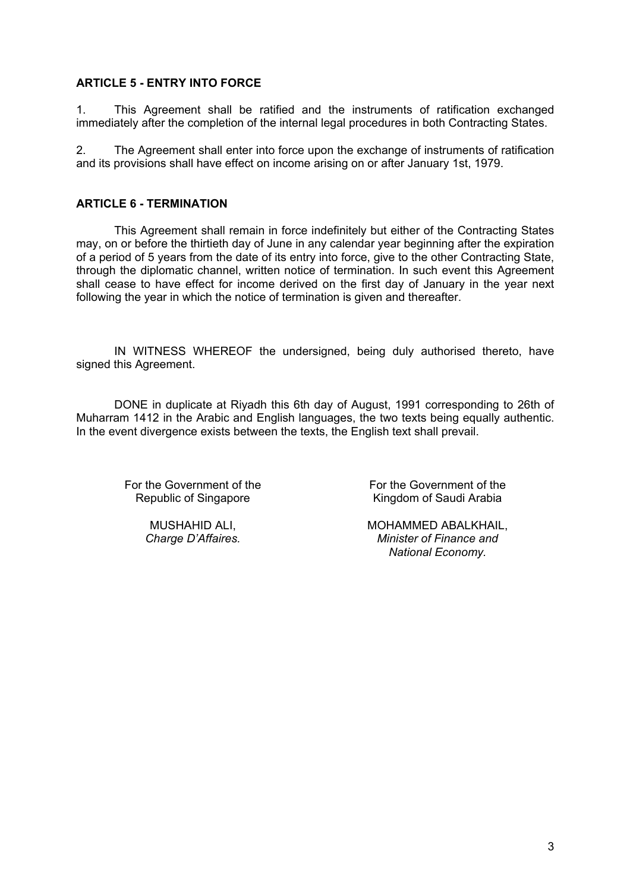**ARTICLE 5 - ENTRY INTO FORCE**

1. This Agreement shall be ratified and the instruments of ratification exchanged immediately after the completion of the internal legal procedures in both Contracting States.

2. The Agreement shall enter into force upon the exchange of instruments of ratification and its provisions shall have effect on income arising on or after January 1st, 1979.

**ARTICLE 6 - TERMINATION**

This Agreement shall remain in force indefinitely but either of the Contracting States may, on or before the thirtieth day of June in any calendar year beginning after the expiration of a period of 5 years from the date of its entry into force, give to the other Contracting State, through the diplomatic channel, written notice of termination. In such event this Agreement shall cease to have effect for income derived on the first day of January in the year next following the year in which the notice of termination is given and thereafter.

IN WITNESS WHEREOF the undersigned, being duly authorised thereto, have signed this Agreement.

DONE in duplicate at Riyadh this 6th day of August, 1991 corresponding to 26th of Muharram 1412 in the Arabic and English languages, the two texts being equally authentic. In the event divergence exists between the texts, the English text shall prevail.

For the Government of the
Republic of Singapore

MUSHAHID ALI,
*Charge D'Affaires.*

For the Government of the
Kingdom of Saudi Arabia

MOHAMMED ABALKHAIL,
*Minister of Finance and National Economy.*